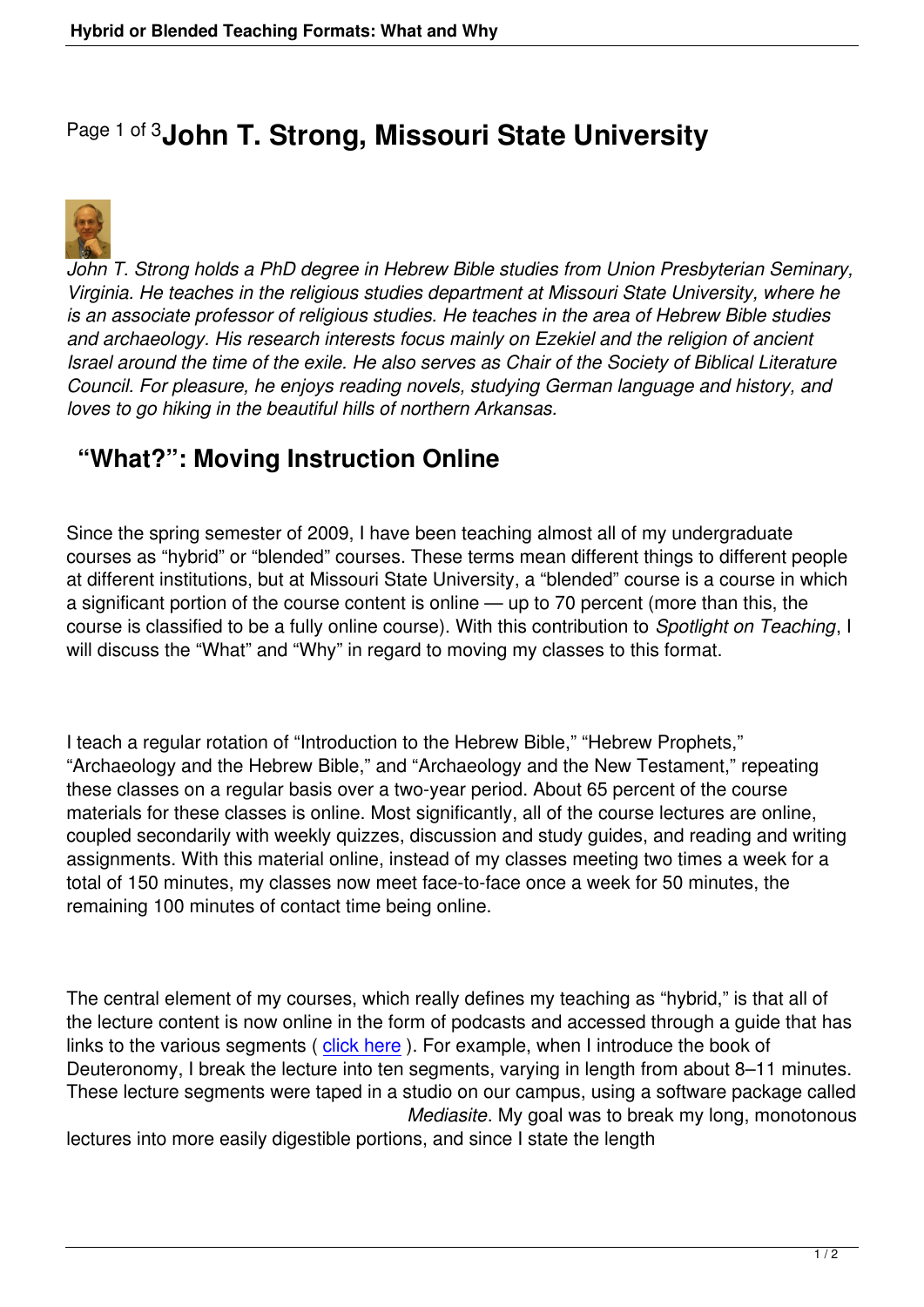# John T. Strong, Missouri State University

*John T. Strong holds a PhD degree in Hebrew Bible studies from Union Presbyterian Seminary, Virginia. He teaches in the religious studies department at Missouri State University, where he is an associate professor of religious studies. He teaches in the area of Hebrew Bible studies and archaeology. His research interests focus mainly on Ezekiel and the religion of ancient Israel around the time of the exile. He also serves as Chair of the Society of Biblical Literature Council. For pleasure, he enjoys reading novels, studying German language and history, and loves to go hiking in the beautiful hills of northern Arkansas.*

## "What?": Moving Instruction Online

Since the spring semester of 2009, I have been teaching almost all of my undergraduate courses as "hybrid" or "blended" courses. These terms mean different things to different people at different institutions, but at Missouri State University, a "blended" course is a course in which a significant portion of the course content is online — up to 70 percent (more than this, the course is classified to be a fully online course). With this contribution to *Spotlight on Teaching*, I will discuss the "What" and "Why" in regard to moving my classes to this format.

I teach a regular rotation of "Introduction to the Hebrew Bible," "Hebrew Prophets," "Archaeology and the Hebrew Bible," and "Archaeology and the New Testament," repeating these classes on a regular basis over a two-year period. About 65 percent of the course materials for these classes is online. Most significantly, all of the course lectures are online, coupled secondarily with weekly quizzes, discussion and study guides, and reading and writing assignments. With this material online, instead of my classes meeting two times a week for a total of 150 minutes, my classes now meet face-to-face once a week for 50 minutes, the remaining 100 minutes of contact time being online.

The central element of my courses, which really defines my teaching as "hybrid," is that all of the lecture content is now online in the form of podcasts and accessed through a guide that has links to the various segments ( click here ). For example, when I introduce the book of Deuteronomy, I break the lecture into ten segments, varying in length from about 8–11 minutes. These lecture segments were taped in a studio on our campus, using a software package called *Mediasite*. My goal was to break my long, monotonous lectures into more easily digestible portions, and since I state the length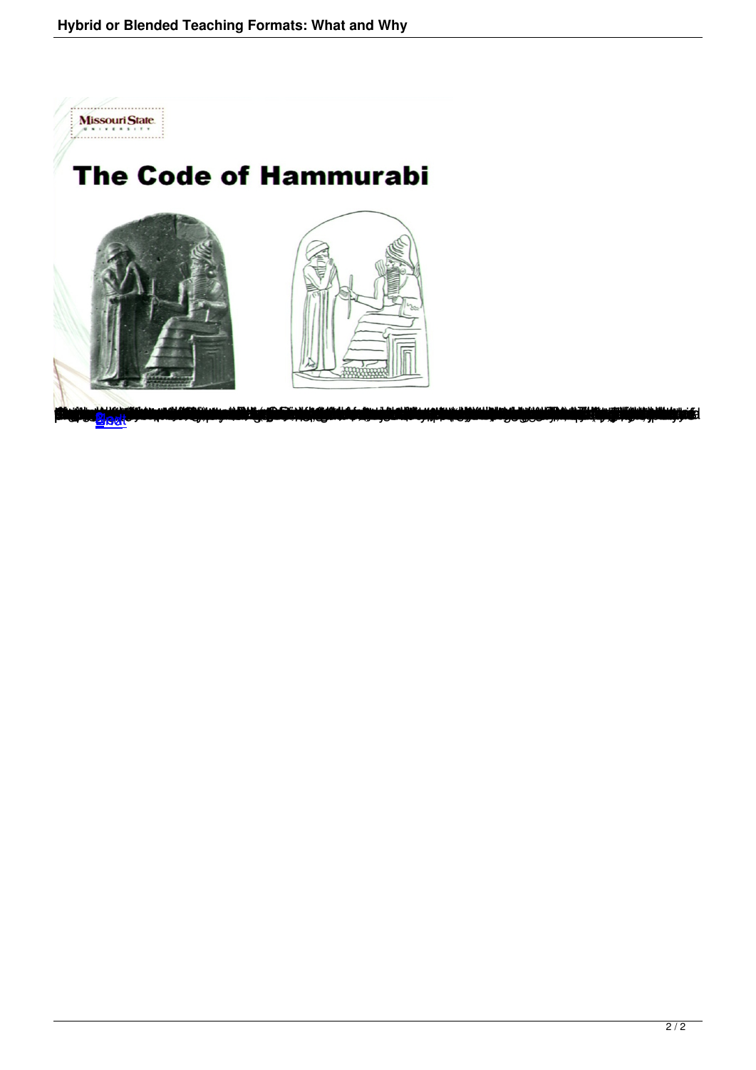Missouri State University

# The Code of Hammurabi

Start